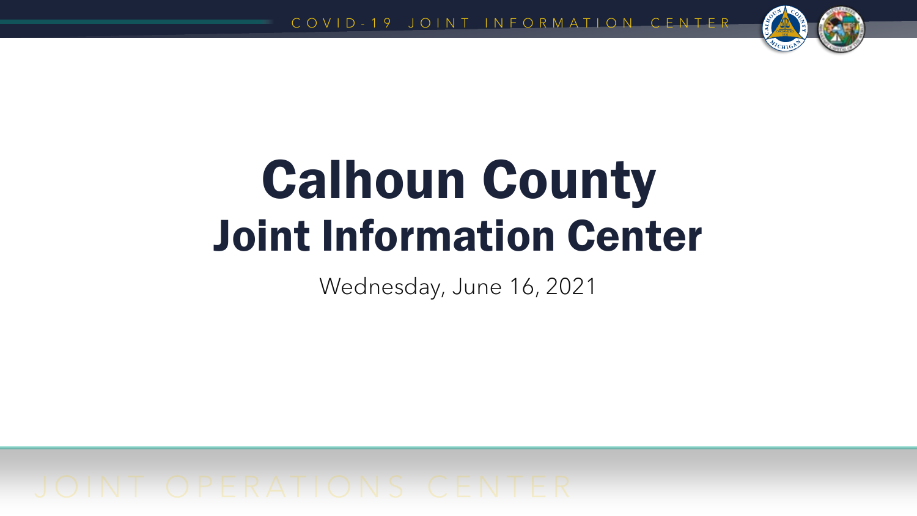# Calhoun County
## Joint Information Center

Wednesday, June 16, 2021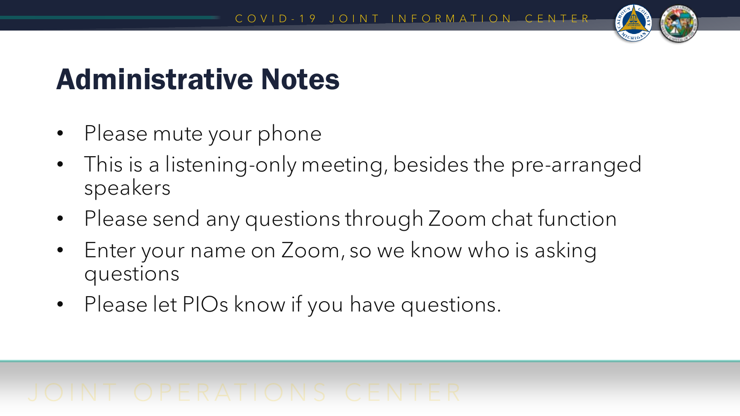# Administrative Notes

- Please mute your phone
- This is a listening-only meeting, besides the pre-arranged speakers
- Please send any questions through Zoom chat function
- Enter your name on Zoom, so we know who is asking questions
- Please let PIOs know if you have questions.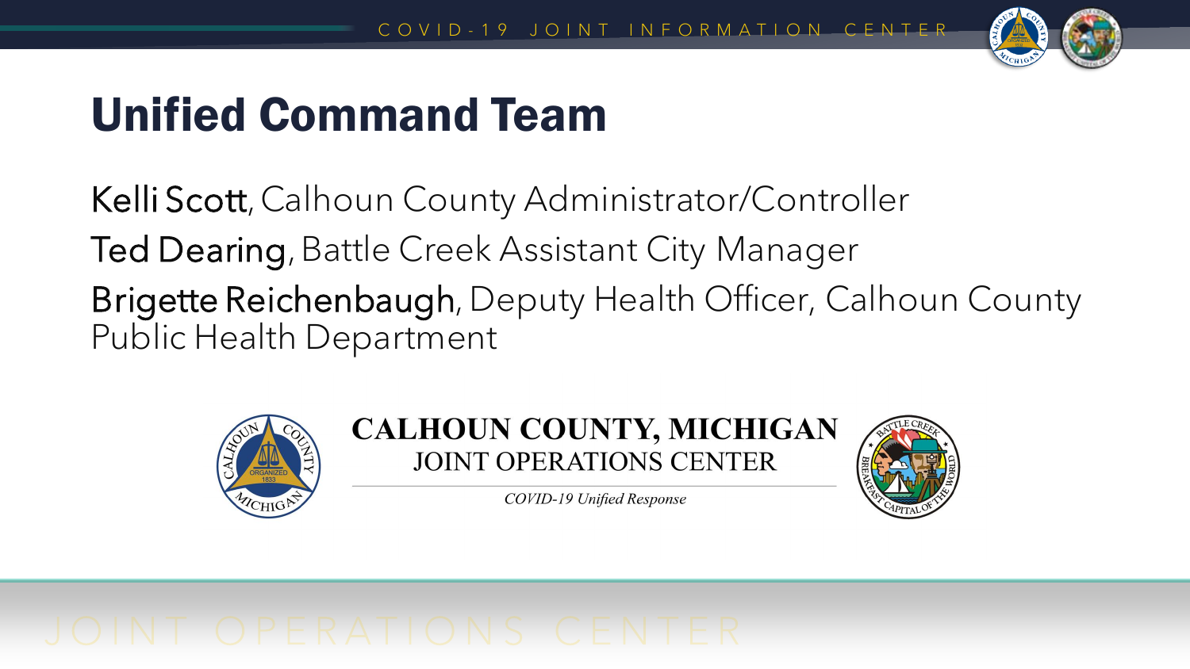# Unified Command Team

**Kelli Scott**, Calhoun County Administrator/Controller

**Ted Dearing**, Battle Creek Assistant City Manager

**Brigette Reichenbaugh**, Deputy Health Officer, Calhoun County Public Health Department

**CALHOUN COUNTY, MICHIGAN**
JOINT OPERATIONS CENTER

*COVID-19 Unified Response*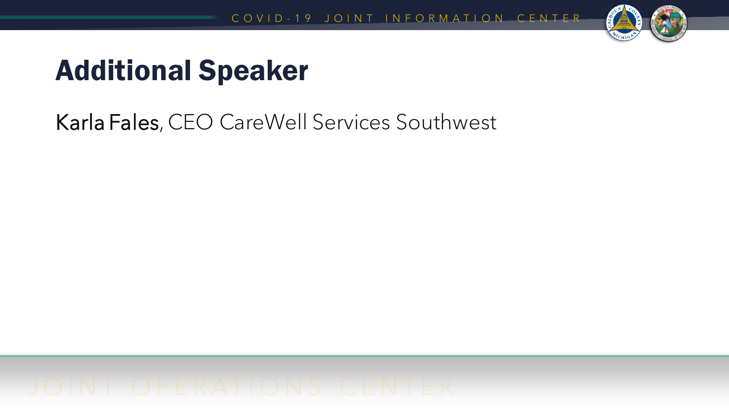# Additional Speaker

Karla Fales, CEO CareWell Services Southwest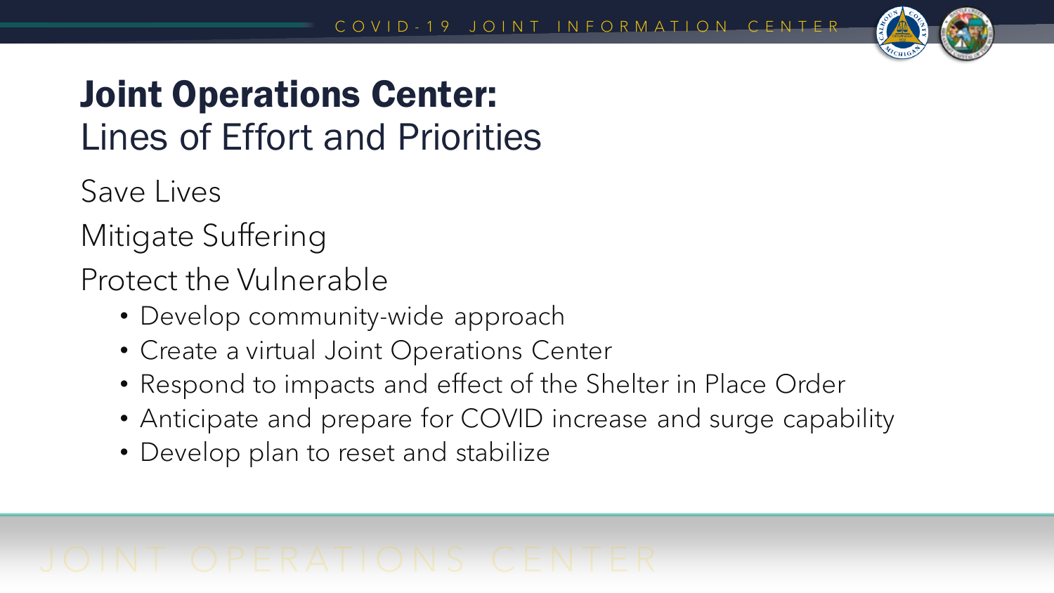# Joint Operations Center:
## Lines of Effort and Priorities

Save Lives

Mitigate Suffering

Protect the Vulnerable

- Develop community-wide approach
- Create a virtual Joint Operations Center
- Respond to impacts and effect of the Shelter in Place Order
- Anticipate and prepare for COVID increase and surge capability
- Develop plan to reset and stabilize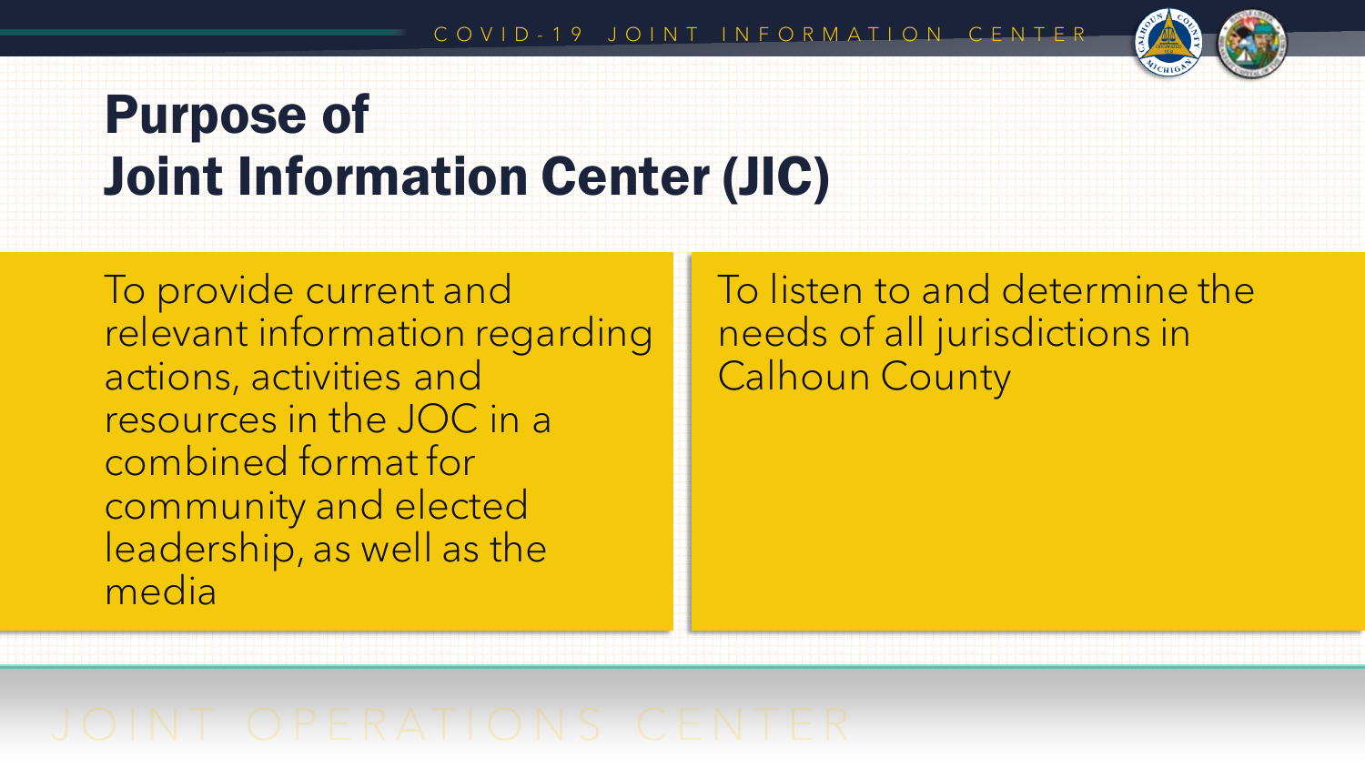# Purpose of Joint Information Center (JIC)

To provide current and relevant information regarding actions, activities and resources in the JOC in a combined format for community and elected leadership, as well as the media

To listen to and determine the needs of all jurisdictions in Calhoun County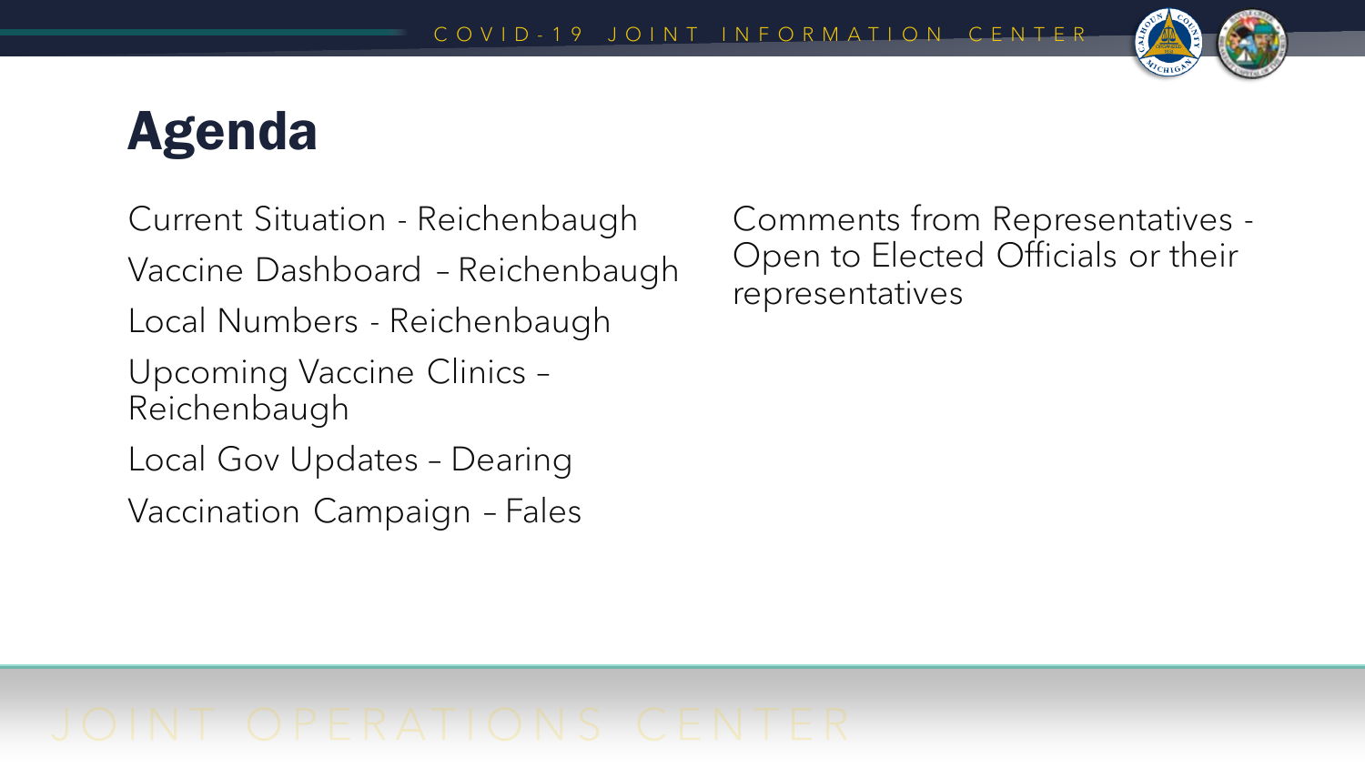# Agenda

- Current Situation - Reichenbaugh
- Vaccine Dashboard – Reichenbaugh
- Local Numbers - Reichenbaugh
- Upcoming Vaccine Clinics – Reichenbaugh
- Local Gov Updates – Dearing
- Vaccination Campaign – Fales
- Comments from Representatives - Open to Elected Officials or their representatives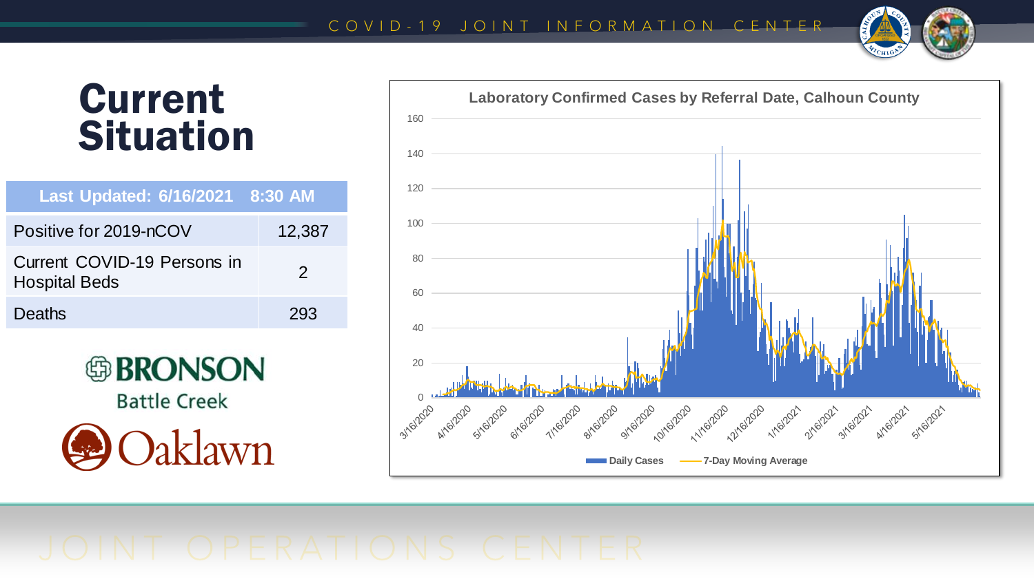# Current Situation

| Last Updated: 6/16/2021 8:30 AM | |
|---|---|
| Positive for 2019-nCOV | 12,387 |
| Current COVID-19 Persons in Hospital Beds | 2 |
| Deaths | 293 |

BRONSON Battle Creek

Oaklawn

**Laboratory Confirmed Cases by Referral Date, Calhoun County**

Daily Cases — 7-Day Moving Average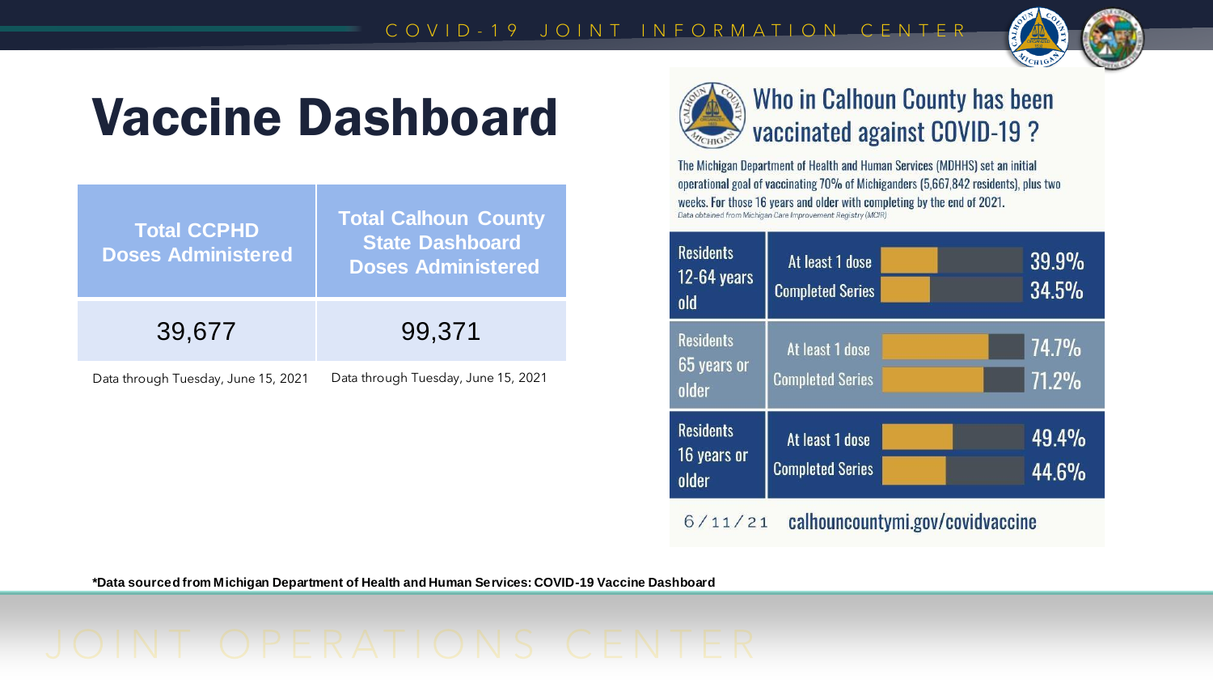# Vaccine Dashboard

| Total CCPHD Doses Administered | Total Calhoun County State Dashboard Doses Administered |
|---|---|
| 39,677 | 99,371 |
| Data through Tuesday, June 15, 2021 | Data through Tuesday, June 15, 2021 |

## Who in Calhoun County has been vaccinated against COVID-19 ?

The Michigan Department of Health and Human Services (MDHHS) set an initial operational goal of vaccinating 70% of Michiganders (5,667,842 residents), plus two weeks. For those 16 years and older with completing by the end of 2021.

*Data obtained from Michigan Care Improvement Registry (MCIR)*

| Group | Status | Percent |
|---|---|---|
| Residents 12-64 years old | At least 1 dose | 39.9% |
| | Completed Series | 34.5% |
| Residents 65 years or older | At least 1 dose | 74.7% |
| | Completed Series | 71.2% |
| Residents 16 years or older | At least 1 dose | 49.4% |
| | Completed Series | 44.6% |

6/11/21 calhouncountymi.gov/covidvaccine

***Data sourced from Michigan Department of Health and Human Services: COVID-19 Vaccine Dashboard**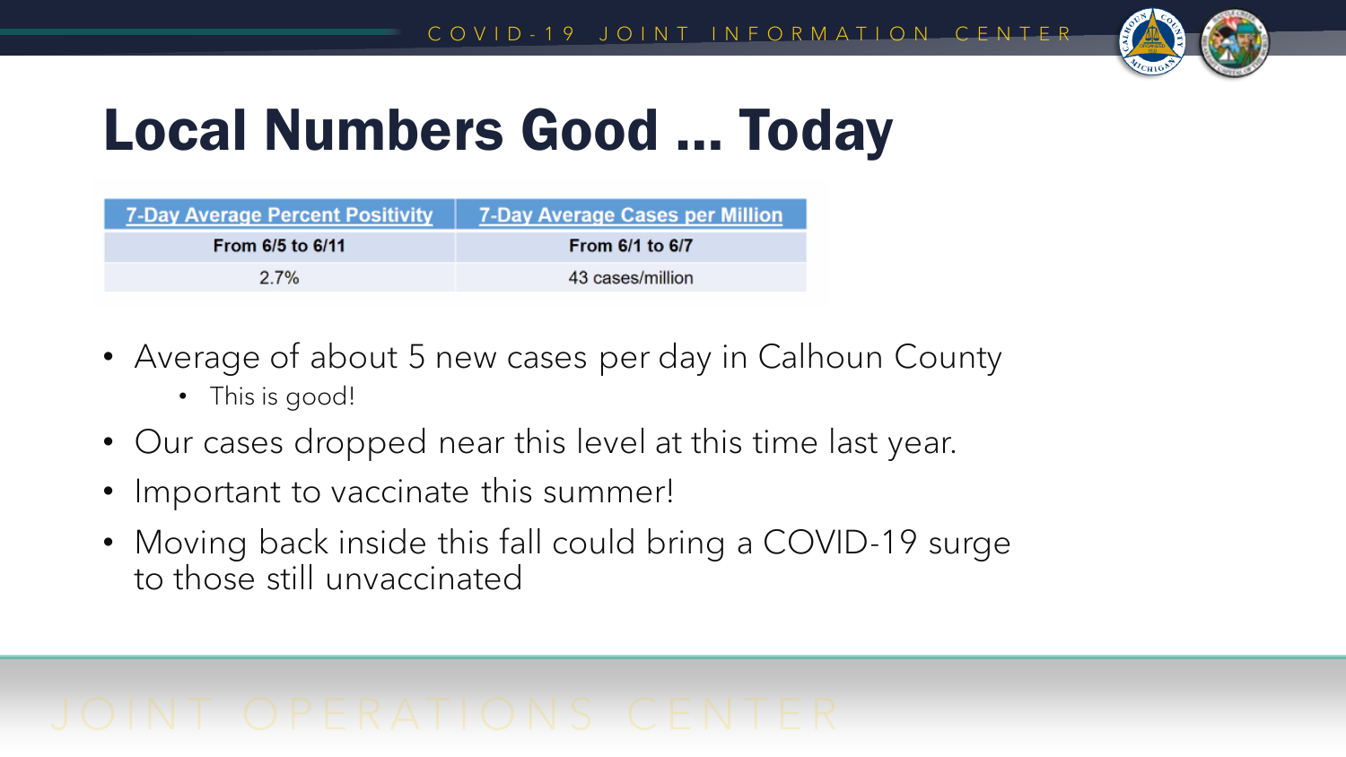# Local Numbers Good ... Today

| 7-Day Average Percent Positivity | 7-Day Average Cases per Million |
|---|---|
| **From 6/5 to 6/11** | **From 6/1 to 6/7** |
| 2.7% | 43 cases/million |

- Average of about 5 new cases per day in Calhoun County
  - This is good!
- Our cases dropped near this level at this time last year.
- Important to vaccinate this summer!
- Moving back inside this fall could bring a COVID-19 surge to those still unvaccinated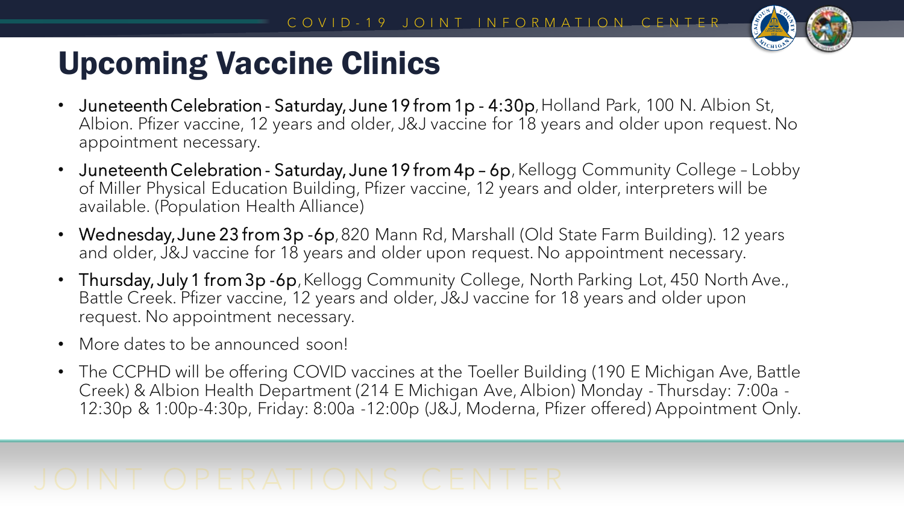# Upcoming Vaccine Clinics

- **Juneteenth Celebration - Saturday, June 19 from 1p - 4:30p**, Holland Park, 100 N. Albion St, Albion. Pfizer vaccine, 12 years and older, J&J vaccine for 18 years and older upon request. No appointment necessary.
- **Juneteenth Celebration - Saturday, June 19 from 4p – 6p**, Kellogg Community College – Lobby of Miller Physical Education Building, Pfizer vaccine, 12 years and older, interpreters will be available. (Population Health Alliance)
- **Wednesday, June 23 from 3p -6p**, 820 Mann Rd, Marshall (Old State Farm Building). 12 years and older, J&J vaccine for 18 years and older upon request. No appointment necessary.
- **Thursday, July 1 from 3p -6p**, Kellogg Community College, North Parking Lot, 450 North Ave., Battle Creek. Pfizer vaccine, 12 years and older, J&J vaccine for 18 years and older upon request. No appointment necessary.
- More dates to be announced soon!
- The CCPHD will be offering COVID vaccines at the Toeller Building (190 E Michigan Ave, Battle Creek) & Albion Health Department (214 E Michigan Ave, Albion) Monday - Thursday: 7:00a - 12:30p & 1:00p-4:30p, Friday: 8:00a -12:00p (J&J, Moderna, Pfizer offered) Appointment Only.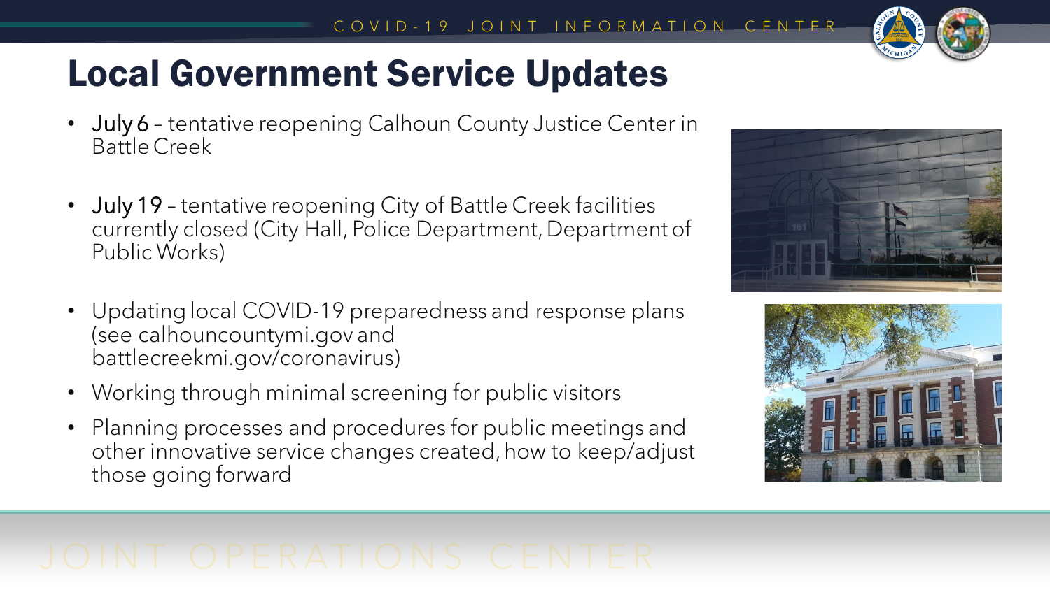# Local Government Service Updates

- July 6 – tentative reopening Calhoun County Justice Center in Battle Creek
- July 19 – tentative reopening City of Battle Creek facilities currently closed (City Hall, Police Department, Department of Public Works)
- Updating local COVID-19 preparedness and response plans (see calhouncountymi.gov and battlecreekmi.gov/coronavirus)
- Working through minimal screening for public visitors
- Planning processes and procedures for public meetings and other innovative service changes created, how to keep/adjust those going forward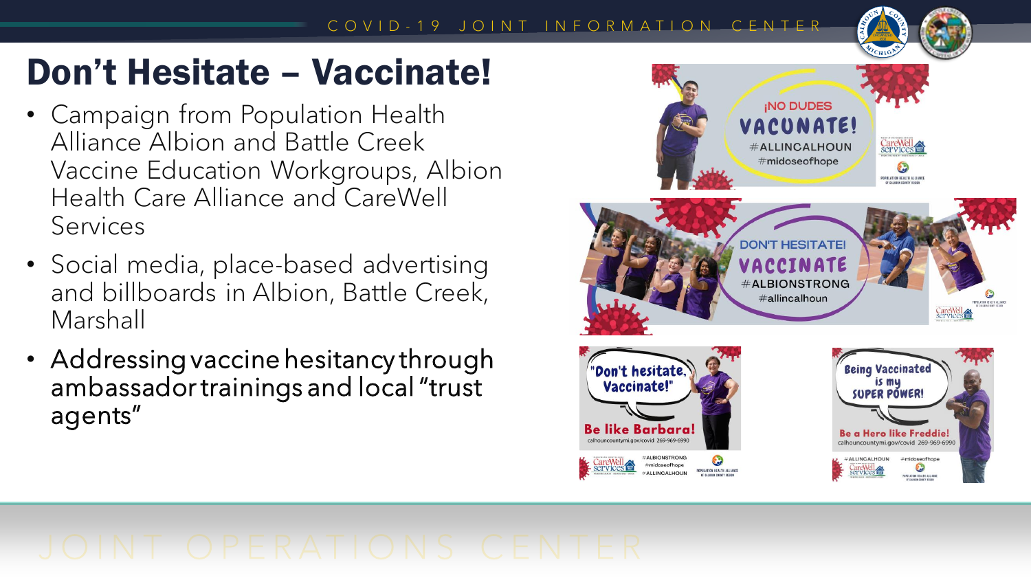# Don't Hesitate – Vaccinate!

- Campaign from Population Health Alliance Albion and Battle Creek Vaccine Education Workgroups, Albion Health Care Alliance and CareWell Services
- Social media, place-based advertising and billboards in Albion, Battle Creek, Marshall
- Addressing vaccine hesitancy through ambassador trainings and local "trust agents"

¡NO DUDES VACUNATE!
#ALLINCALHOUN
#midoseofhope

DON'T HESITATE! VACCINATE
#ALBIONSTRONG
#allincalhoun

"Don't hesitate, Vaccinate!"
Be like Barbara!
calhouncountymi.gov/covid 269-969-6990
#ALBIONSTRONG
#midoseofhope
#ALLINCALHOUN

Being Vaccinated is my SUPER POWER!
Be a Hero like Freddie!
calhouncountymi.gov/covid 269-969-6990
#ALLINCALHOUN
#midoseofhope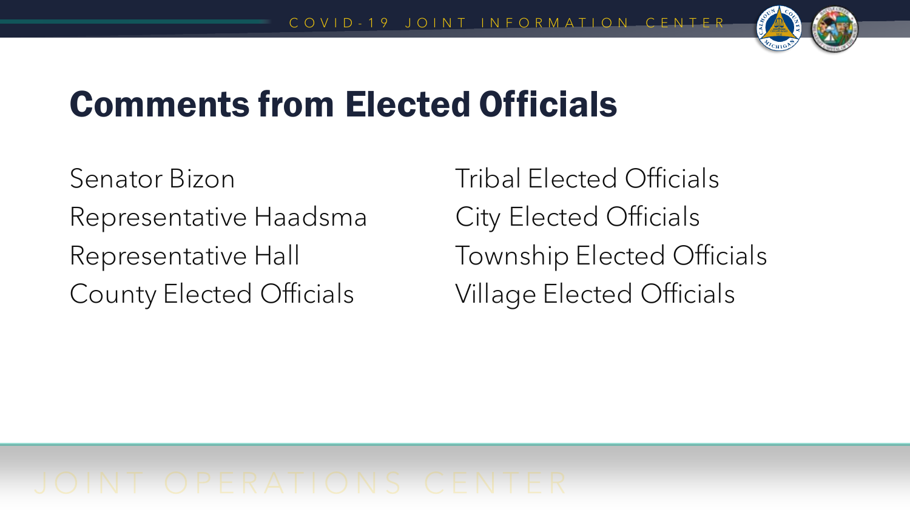# Comments from Elected Officials

Senator Bizon
Representative Haadsma
Representative Hall
County Elected Officials
Tribal Elected Officials
City Elected Officials
Township Elected Officials
Village Elected Officials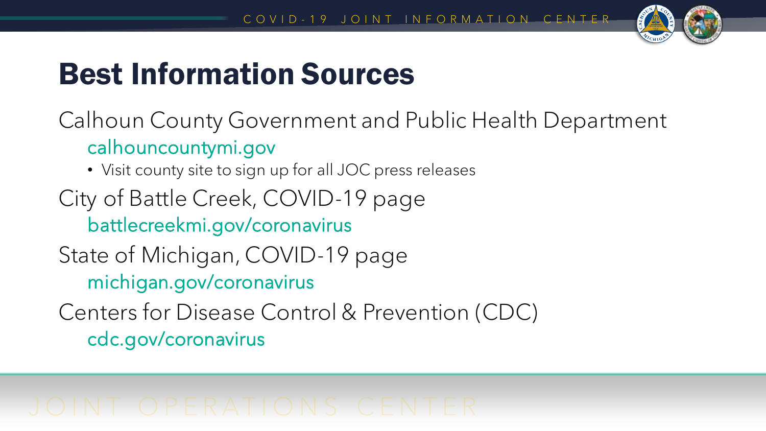# Best Information Sources

Calhoun County Government and Public Health Department

calhouncountymi.gov

- Visit county site to sign up for all JOC press releases

City of Battle Creek, COVID-19 page

battlecreekmi.gov/coronavirus

State of Michigan, COVID-19 page

michigan.gov/coronavirus

Centers for Disease Control & Prevention (CDC)

cdc.gov/coronavirus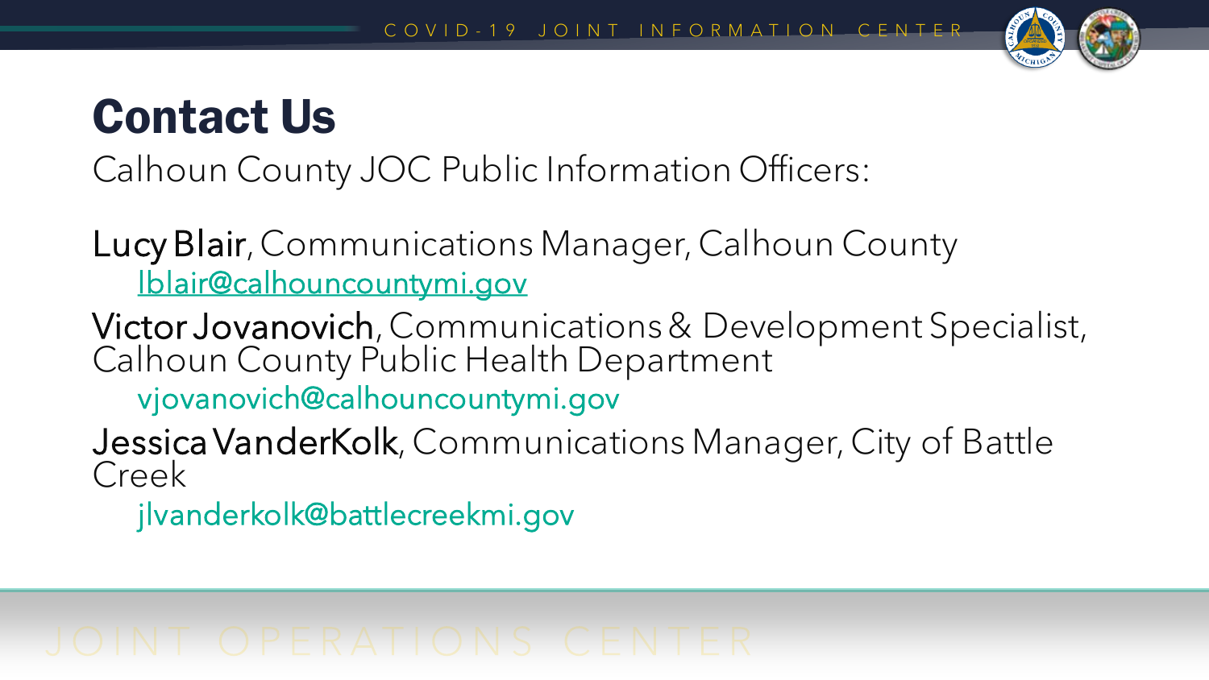# Contact Us

Calhoun County JOC Public Information Officers:

Lucy Blair, Communications Manager, Calhoun County
lblair@calhouncountymi.gov

Victor Jovanovich, Communications & Development Specialist, Calhoun County Public Health Department
vjovanovich@calhouncountymi.gov

Jessica VanderKolk, Communications Manager, City of Battle Creek
jlvanderkolk@battlecreekmi.gov